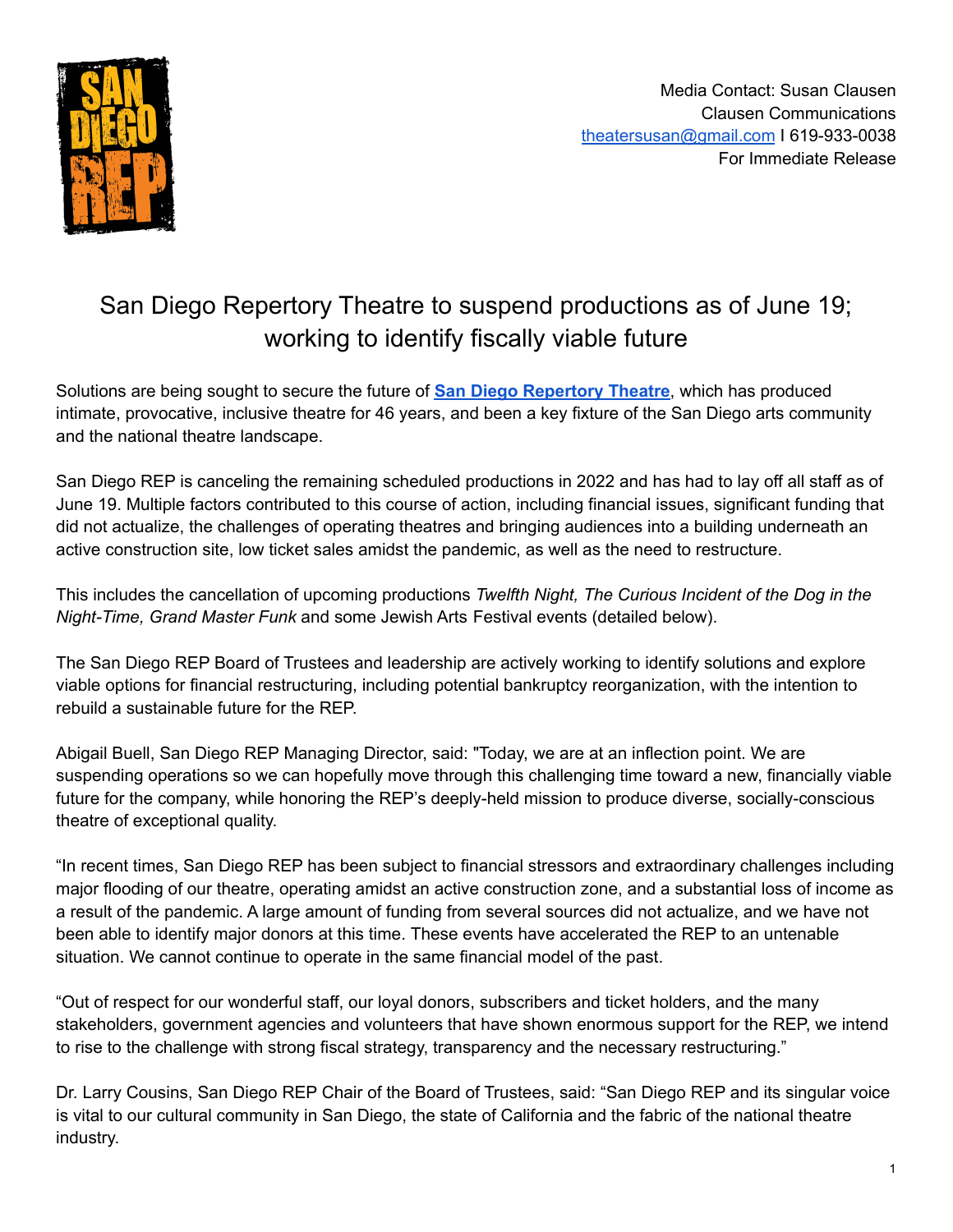Media Contact: Susan Clausen
Clausen Communications
theatersusan@gmail.com I 619-933-0038
For Immediate Release

# San Diego Repertory Theatre to suspend productions as of June 19; working to identify fiscally viable future

Solutions are being sought to secure the future of **San Diego Repertory Theatre**, which has produced intimate, provocative, inclusive theatre for 46 years, and been a key fixture of the San Diego arts community and the national theatre landscape.

San Diego REP is canceling the remaining scheduled productions in 2022 and has had to lay off all staff as of June 19. Multiple factors contributed to this course of action, including financial issues, significant funding that did not actualize, the challenges of operating theatres and bringing audiences into a building underneath an active construction site, low ticket sales amidst the pandemic, as well as the need to restructure.

This includes the cancellation of upcoming productions *Twelfth Night, The Curious Incident of the Dog in the Night-Time, Grand Master Funk* and some Jewish Arts Festival events (detailed below).

The San Diego REP Board of Trustees and leadership are actively working to identify solutions and explore viable options for financial restructuring, including potential bankruptcy reorganization, with the intention to rebuild a sustainable future for the REP.

Abigail Buell, San Diego REP Managing Director, said: "Today, we are at an inflection point. We are suspending operations so we can hopefully move through this challenging time toward a new, financially viable future for the company, while honoring the REP's deeply-held mission to produce diverse, socially-conscious theatre of exceptional quality.

"In recent times, San Diego REP has been subject to financial stressors and extraordinary challenges including major flooding of our theatre, operating amidst an active construction zone, and a substantial loss of income as a result of the pandemic. A large amount of funding from several sources did not actualize, and we have not been able to identify major donors at this time. These events have accelerated the REP to an untenable situation. We cannot continue to operate in the same financial model of the past.

"Out of respect for our wonderful staff, our loyal donors, subscribers and ticket holders, and the many stakeholders, government agencies and volunteers that have shown enormous support for the REP, we intend to rise to the challenge with strong fiscal strategy, transparency and the necessary restructuring."

Dr. Larry Cousins, San Diego REP Chair of the Board of Trustees, said: "San Diego REP and its singular voice is vital to our cultural community in San Diego, the state of California and the fabric of the national theatre industry.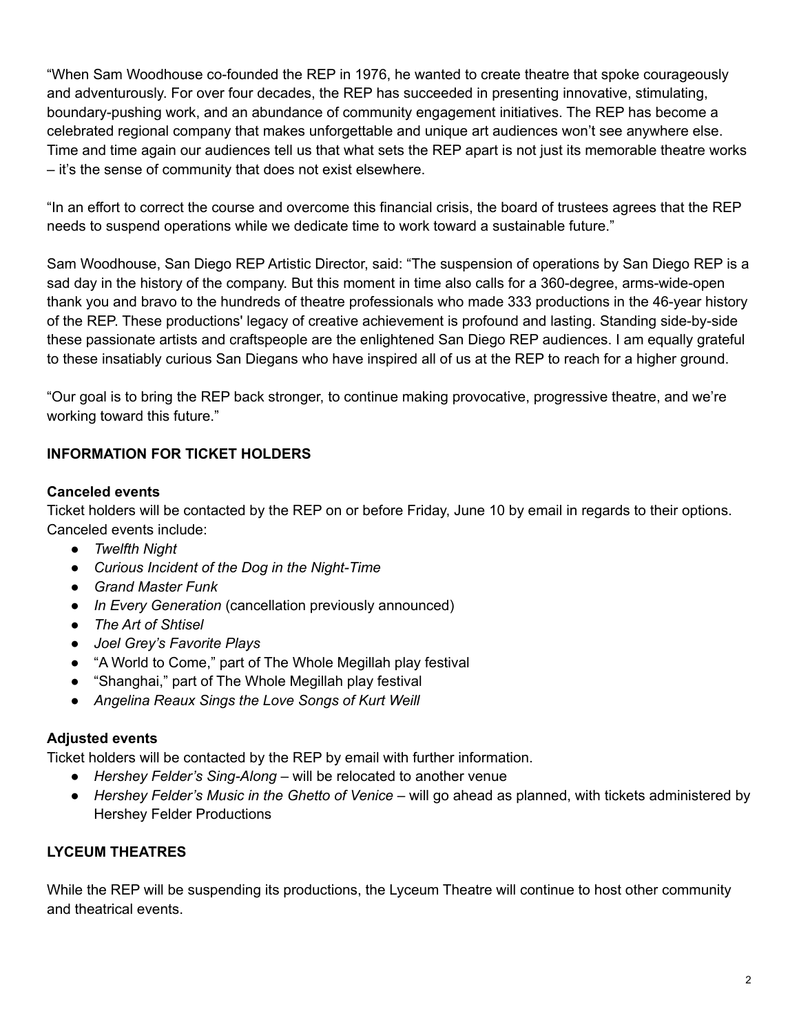"When Sam Woodhouse co-founded the REP in 1976, he wanted to create theatre that spoke courageously and adventurously. For over four decades, the REP has succeeded in presenting innovative, stimulating, boundary-pushing work, and an abundance of community engagement initiatives. The REP has become a celebrated regional company that makes unforgettable and unique art audiences won't see anywhere else. Time and time again our audiences tell us that what sets the REP apart is not just its memorable theatre works – it's the sense of community that does not exist elsewhere.

"In an effort to correct the course and overcome this financial crisis, the board of trustees agrees that the REP needs to suspend operations while we dedicate time to work toward a sustainable future."

Sam Woodhouse, San Diego REP Artistic Director, said: "The suspension of operations by San Diego REP is a sad day in the history of the company. But this moment in time also calls for a 360-degree, arms-wide-open thank you and bravo to the hundreds of theatre professionals who made 333 productions in the 46-year history of the REP. These productions' legacy of creative achievement is profound and lasting. Standing side-by-side these passionate artists and craftspeople are the enlightened San Diego REP audiences. I am equally grateful to these insatiably curious San Diegans who have inspired all of us at the REP to reach for a higher ground.

"Our goal is to bring the REP back stronger, to continue making provocative, progressive theatre, and we're working toward this future."

## INFORMATION FOR TICKET HOLDERS

### Canceled events

Ticket holders will be contacted by the REP on or before Friday, June 10 by email in regards to their options. Canceled events include:

- *Twelfth Night*
- *Curious Incident of the Dog in the Night-Time*
- *Grand Master Funk*
- *In Every Generation* (cancellation previously announced)
- *The Art of Shtisel*
- *Joel Grey's Favorite Plays*
- "A World to Come," part of The Whole Megillah play festival
- "Shanghai," part of The Whole Megillah play festival
- *Angelina Reaux Sings the Love Songs of Kurt Weill*

### Adjusted events

Ticket holders will be contacted by the REP by email with further information.

- *Hershey Felder's Sing-Along* – will be relocated to another venue
- *Hershey Felder's Music in the Ghetto of Venice* – will go ahead as planned, with tickets administered by Hershey Felder Productions

## LYCEUM THEATRES

While the REP will be suspending its productions, the Lyceum Theatre will continue to host other community and theatrical events.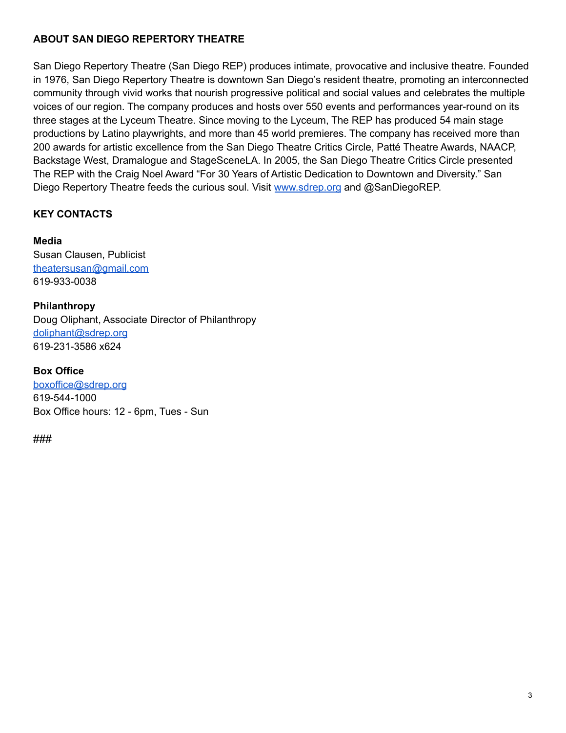## ABOUT SAN DIEGO REPERTORY THEATRE

San Diego Repertory Theatre (San Diego REP) produces intimate, provocative and inclusive theatre. Founded in 1976, San Diego Repertory Theatre is downtown San Diego's resident theatre, promoting an interconnected community through vivid works that nourish progressive political and social values and celebrates the multiple voices of our region. The company produces and hosts over 550 events and performances year-round on its three stages at the Lyceum Theatre. Since moving to the Lyceum, The REP has produced 54 main stage productions by Latino playwrights, and more than 45 world premieres. The company has received more than 200 awards for artistic excellence from the San Diego Theatre Critics Circle, Patté Theatre Awards, NAACP, Backstage West, Dramalogue and StageSceneLA. In 2005, the San Diego Theatre Critics Circle presented The REP with the Craig Noel Award "For 30 Years of Artistic Dedication to Downtown and Diversity." San Diego Repertory Theatre feeds the curious soul. Visit [www.sdrep.org](http://www.sdrep.org) and @SanDiegoREP.

## KEY CONTACTS

**Media**
Susan Clausen, Publicist
[theatersusan@gmail.com](mailto:theatersusan@gmail.com)
619-933-0038

**Philanthropy**
Doug Oliphant, Associate Director of Philanthropy
[doliphant@sdrep.org](mailto:doliphant@sdrep.org)
619-231-3586 x624

**Box Office**
[boxoffice@sdrep.org](mailto:boxoffice@sdrep.org)
619-544-1000
Box Office hours: 12 - 6pm, Tues - Sun

###